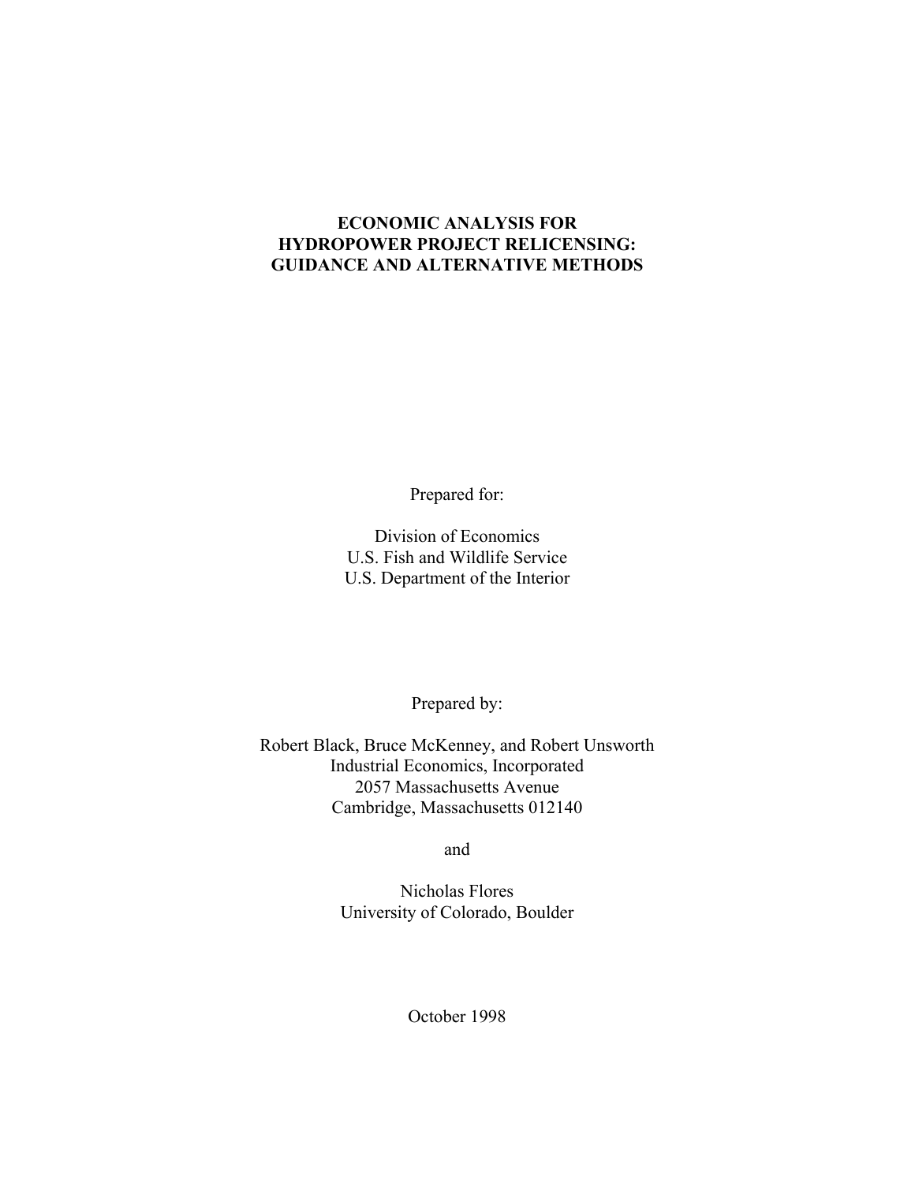# ECONOMIC ANALYSIS FOR HYDROPOWER PROJECT RELICENSING: GUIDANCE AND ALTERNATIVE METHODS

Prepared for:

Division of Economics
U.S. Fish and Wildlife Service
U.S. Department of the Interior

Prepared by:

Robert Black, Bruce McKenney, and Robert Unsworth
Industrial Economics, Incorporated
2057 Massachusetts Avenue
Cambridge, Massachusetts 012140

and

Nicholas Flores
University of Colorado, Boulder

October 1998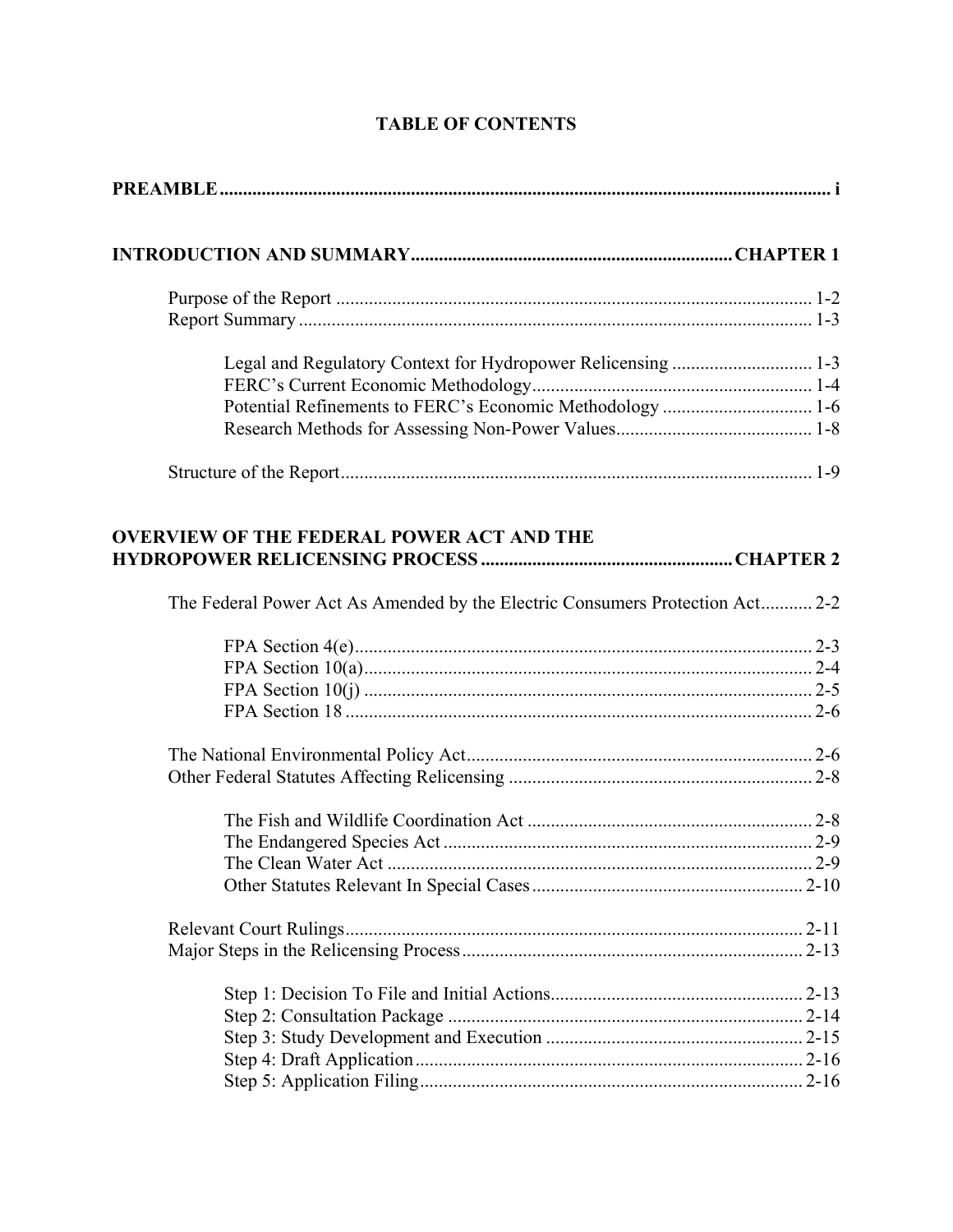# TABLE OF CONTENTS

**PREAMBLE** ........................................................................................................................ i

**INTRODUCTION AND SUMMARY** ..................................................................... CHAPTER 1

- Purpose of the Report ..................................................................................................... 1-2
- Report Summary ............................................................................................................. 1-3
  - Legal and Regulatory Context for Hydropower Relicensing ............................. 1-3
  - FERC's Current Economic Methodology ........................................................... 1-4
  - Potential Refinements to FERC's Economic Methodology ................................ 1-6
  - Research Methods for Assessing Non-Power Values .......................................... 1-8
- Structure of the Report .................................................................................................... 1-9

**OVERVIEW OF THE FEDERAL POWER ACT AND THE HYDROPOWER RELICENSING PROCESS** ...................................................... CHAPTER 2

- The Federal Power Act As Amended by the Electric Consumers Protection Act ........... 2-2
  - FPA Section 4(e) ................................................................................................. 2-3
  - FPA Section 10(a) ............................................................................................... 2-4
  - FPA Section 10(j) ............................................................................................... 2-5
  - FPA Section 18 ................................................................................................... 2-6
- The National Environmental Policy Act .......................................................................... 2-6
- Other Federal Statutes Affecting Relicensing ................................................................. 2-8
  - The Fish and Wildlife Coordination Act ............................................................. 2-8
  - The Endangered Species Act .............................................................................. 2-9
  - The Clean Water Act .......................................................................................... 2-9
  - Other Statutes Relevant In Special Cases .......................................................... 2-10
- Relevant Court Rulings ................................................................................................. 2-11
- Major Steps in the Relicensing Process ........................................................................ 2-13
  - Step 1: Decision To File and Initial Actions ...................................................... 2-13
  - Step 2: Consultation Package ............................................................................ 2-14
  - Step 3: Study Development and Execution ....................................................... 2-15
  - Step 4: Draft Application .................................................................................. 2-16
  - Step 5: Application Filing ................................................................................. 2-16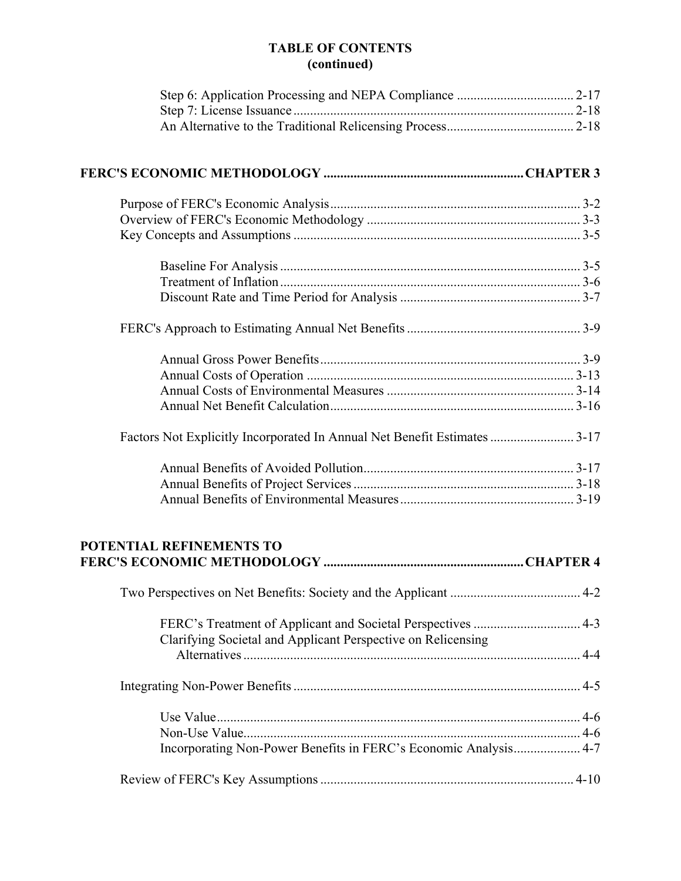## TABLE OF CONTENTS
## (continued)

- Step 6: Application Processing and NEPA Compliance .................................. 2-17
- Step 7: License Issuance .................................................................................. 2-18
- An Alternative to the Traditional Relicensing Process..................................... 2-18

**FERC'S ECONOMIC METHODOLOGY ........................................................... CHAPTER 3**

- Purpose of FERC's Economic Analysis........................................................................ 3-2
- Overview of FERC's Economic Methodology ............................................................. 3-3
- Key Concepts and Assumptions ................................................................................... 3-5
  - Baseline For Analysis ......................................................................................... 3-5
  - Treatment of Inflation ......................................................................................... 3-6
  - Discount Rate and Time Period for Analysis ..................................................... 3-7
- FERC's Approach to Estimating Annual Net Benefits ................................................. 3-9
  - Annual Gross Power Benefits............................................................................. 3-9
  - Annual Costs of Operation ............................................................................... 3-13
  - Annual Costs of Environmental Measures ....................................................... 3-14
  - Annual Net Benefit Calculation........................................................................ 3-16
- Factors Not Explicitly Incorporated In Annual Net Benefit Estimates ........................ 3-17
  - Annual Benefits of Avoided Pollution.............................................................. 3-17
  - Annual Benefits of Project Services ................................................................. 3-18
  - Annual Benefits of Environmental Measures ................................................... 3-19

**POTENTIAL REFINEMENTS TO
FERC'S ECONOMIC METHODOLOGY ........................................................... CHAPTER 4**

- Two Perspectives on Net Benefits: Society and the Applicant ...................................... 4-2
  - FERC's Treatment of Applicant and Societal Perspectives ................................ 4-3
  - Clarifying Societal and Applicant Perspective on Relicensing Alternatives ..................................................................................................... 4-4
- Integrating Non-Power Benefits .................................................................................... 4-5
  - Use Value............................................................................................................ 4-6
  - Non-Use Value.................................................................................................... 4-6
  - Incorporating Non-Power Benefits in FERC's Economic Analysis.................... 4-7
- Review of FERC's Key Assumptions .......................................................................... 4-10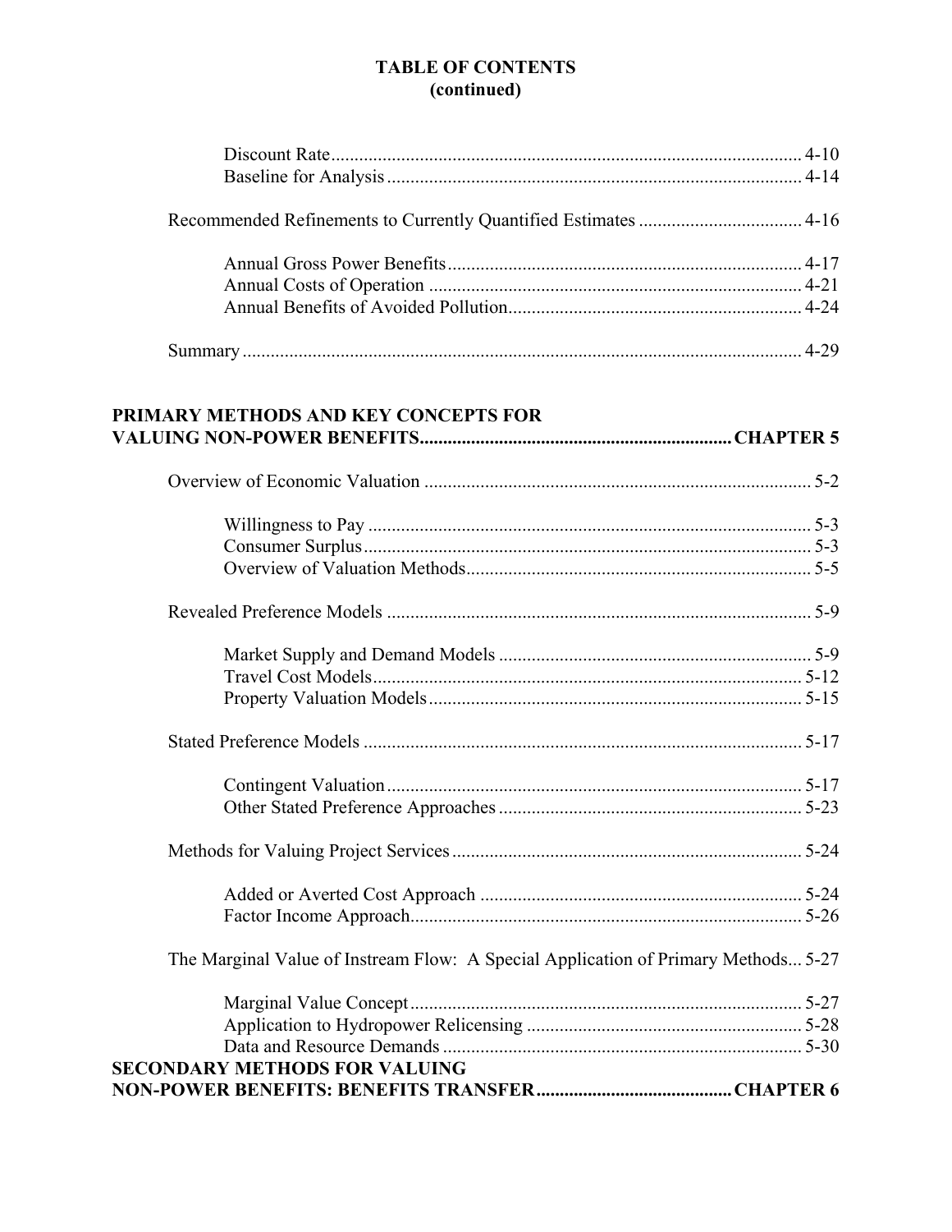**TABLE OF CONTENTS**
**(continued)**

- Discount Rate .......... 4-10
- Baseline for Analysis .......... 4-14

Recommended Refinements to Currently Quantified Estimates .......... 4-16

- Annual Gross Power Benefits .......... 4-17
- Annual Costs of Operation .......... 4-21
- Annual Benefits of Avoided Pollution .......... 4-24

Summary .......... 4-29

**PRIMARY METHODS AND KEY CONCEPTS FOR VALUING NON-POWER BENEFITS .......... CHAPTER 5**

Overview of Economic Valuation .......... 5-2

- Willingness to Pay .......... 5-3
- Consumer Surplus .......... 5-3
- Overview of Valuation Methods .......... 5-5

Revealed Preference Models .......... 5-9

- Market Supply and Demand Models .......... 5-9
- Travel Cost Models .......... 5-12
- Property Valuation Models .......... 5-15

Stated Preference Models .......... 5-17

- Contingent Valuation .......... 5-17
- Other Stated Preference Approaches .......... 5-23

Methods for Valuing Project Services .......... 5-24

- Added or Averted Cost Approach .......... 5-24
- Factor Income Approach .......... 5-26

The Marginal Value of Instream Flow: A Special Application of Primary Methods ... 5-27

- Marginal Value Concept .......... 5-27
- Application to Hydropower Relicensing .......... 5-28
- Data and Resource Demands .......... 5-30

**SECONDARY METHODS FOR VALUING NON-POWER BENEFITS: BENEFITS TRANSFER .......... CHAPTER 6**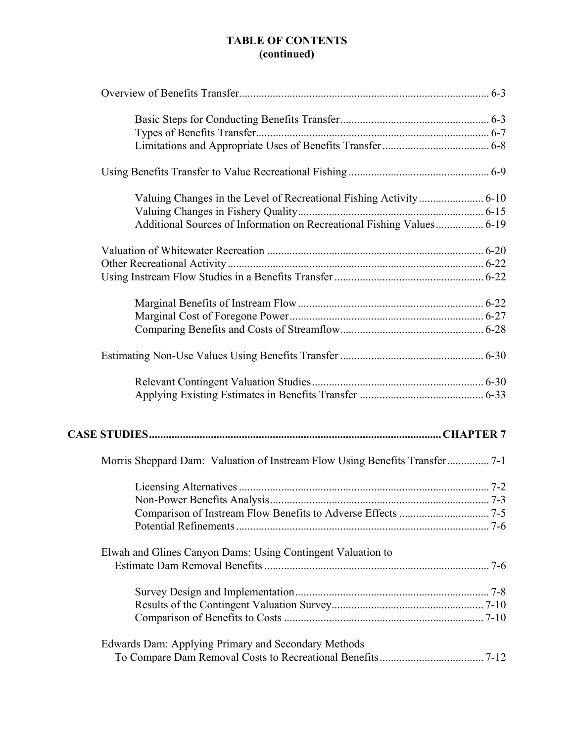**TABLE OF CONTENTS**
**(continued)**

Overview of Benefits Transfer ........................................ 6-3

- Basic Steps for Conducting Benefits Transfer ........................................ 6-3
- Types of Benefits Transfer ........................................ 6-7
- Limitations and Appropriate Uses of Benefits Transfer ........................................ 6-8

Using Benefits Transfer to Value Recreational Fishing ........................................ 6-9

- Valuing Changes in the Level of Recreational Fishing Activity ........................................ 6-10
- Valuing Changes in Fishery Quality ........................................ 6-15
- Additional Sources of Information on Recreational Fishing Values ........................................ 6-19

Valuation of Whitewater Recreation ........................................ 6-20
Other Recreational Activity ........................................ 6-22
Using Instream Flow Studies in a Benefits Transfer ........................................ 6-22

- Marginal Benefits of Instream Flow ........................................ 6-22
- Marginal Cost of Foregone Power ........................................ 6-27
- Comparing Benefits and Costs of Streamflow ........................................ 6-28

Estimating Non-Use Values Using Benefits Transfer ........................................ 6-30

- Relevant Contingent Valuation Studies ........................................ 6-30
- Applying Existing Estimates in Benefits Transfer ........................................ 6-33

**CASE STUDIES........................................ CHAPTER 7**

Morris Sheppard Dam: Valuation of Instream Flow Using Benefits Transfer ........................................ 7-1

- Licensing Alternatives ........................................ 7-2
- Non-Power Benefits Analysis ........................................ 7-3
- Comparison of Instream Flow Benefits to Adverse Effects ........................................ 7-5
- Potential Refinements ........................................ 7-6

Elwah and Glines Canyon Dams: Using Contingent Valuation to Estimate Dam Removal Benefits ........................................ 7-6

- Survey Design and Implementation ........................................ 7-8
- Results of the Contingent Valuation Survey ........................................ 7-10
- Comparison of Benefits to Costs ........................................ 7-10

Edwards Dam: Applying Primary and Secondary Methods To Compare Dam Removal Costs to Recreational Benefits ........................................ 7-12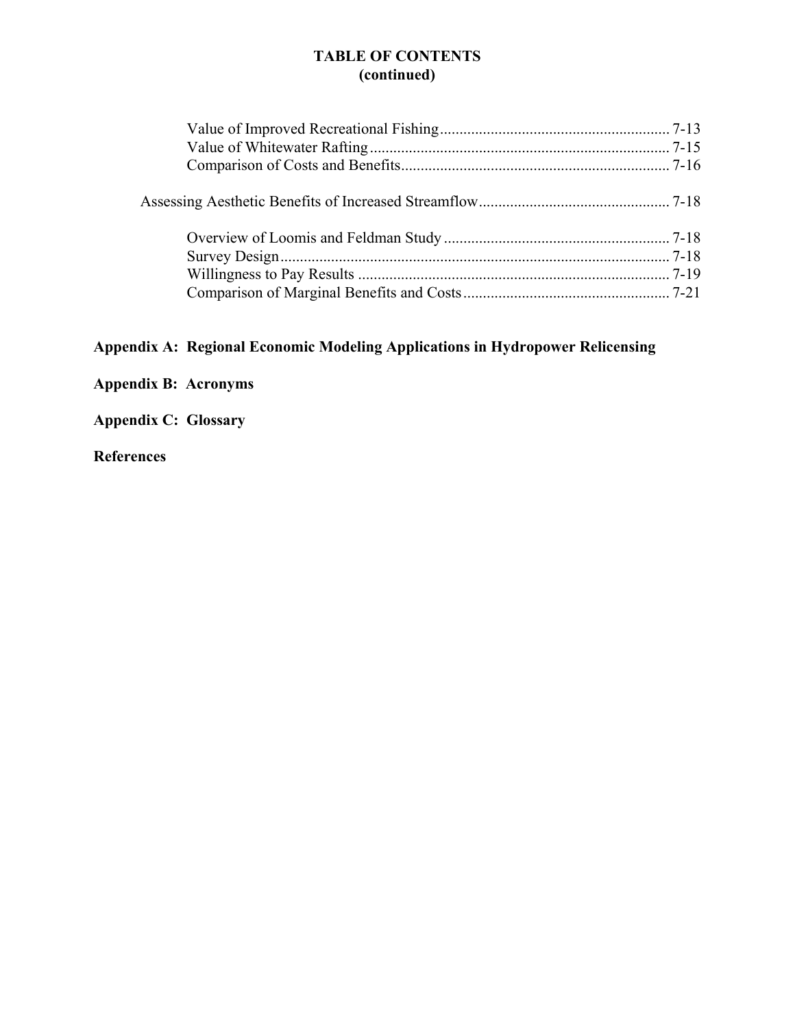**TABLE OF CONTENTS**
**(continued)**

Value of Improved Recreational Fishing .......................................................... 7-13
Value of Whitewater Rafting ............................................................................ 7-15
Comparison of Costs and Benefits .................................................................... 7-16

Assessing Aesthetic Benefits of Increased Streamflow ................................................ 7-18

Overview of Loomis and Feldman Study ......................................................... 7-18
Survey Design ................................................................................................... 7-18
Willingness to Pay Results ................................................................................ 7-19
Comparison of Marginal Benefits and Costs ..................................................... 7-21

**Appendix A: Regional Economic Modeling Applications in Hydropower Relicensing**

**Appendix B: Acronyms**

**Appendix C: Glossary**

**References**